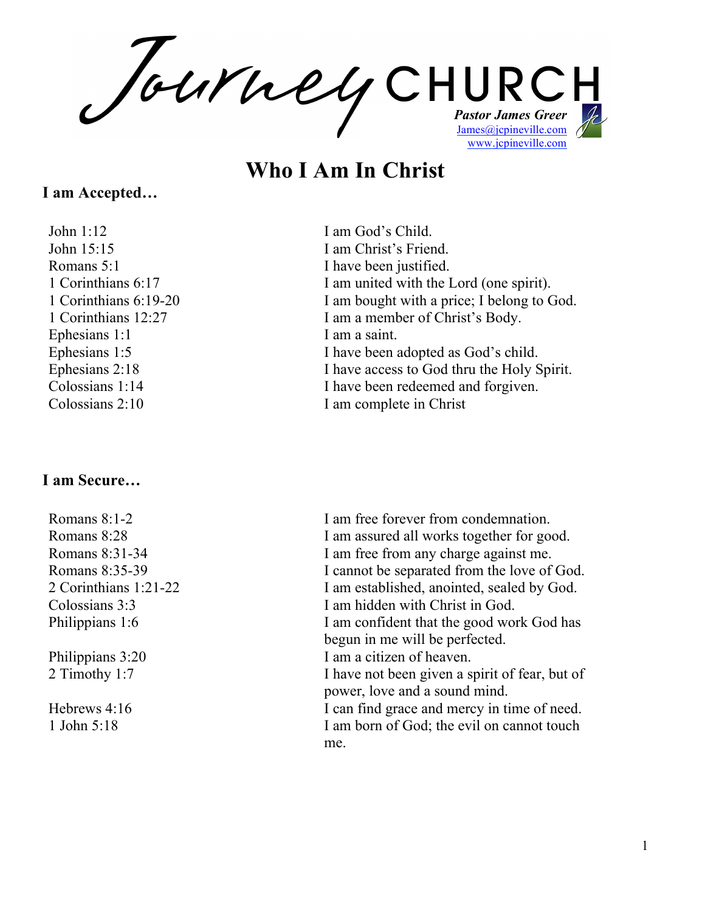# Journey CHURCH

***Pastor James Greer***
James@jcpineville.com
www.jcpineville.com

## Who I Am In Christ

### I am Accepted…

| | |
|---|---|
| John 1:12 | I am God's Child. |
| John 15:15 | I am Christ's Friend. |
| Romans 5:1 | I have been justified. |
| 1 Corinthians 6:17 | I am united with the Lord (one spirit). |
| 1 Corinthians 6:19-20 | I am bought with a price; I belong to God. |
| 1 Corinthians 12:27 | I am a member of Christ's Body. |
| Ephesians 1:1 | I am a saint. |
| Ephesians 1:5 | I have been adopted as God's child. |
| Ephesians 2:18 | I have access to God thru the Holy Spirit. |
| Colossians 1:14 | I have been redeemed and forgiven. |
| Colossians 2:10 | I am complete in Christ |

### I am Secure…

| | |
|---|---|
| Romans 8:1-2 | I am free forever from condemnation. |
| Romans 8:28 | I am assured all works together for good. |
| Romans 8:31-34 | I am free from any charge against me. |
| Romans 8:35-39 | I cannot be separated from the love of God. |
| 2 Corinthians 1:21-22 | I am established, anointed, sealed by God. |
| Colossians 3:3 | I am hidden with Christ in God. |
| Philippians 1:6 | I am confident that the good work God has begun in me will be perfected. |
| Philippians 3:20 | I am a citizen of heaven. |
| 2 Timothy 1:7 | I have not been given a spirit of fear, but of power, love and a sound mind. |
| Hebrews 4:16 | I can find grace and mercy in time of need. |
| 1 John 5:18 | I am born of God; the evil on cannot touch me. |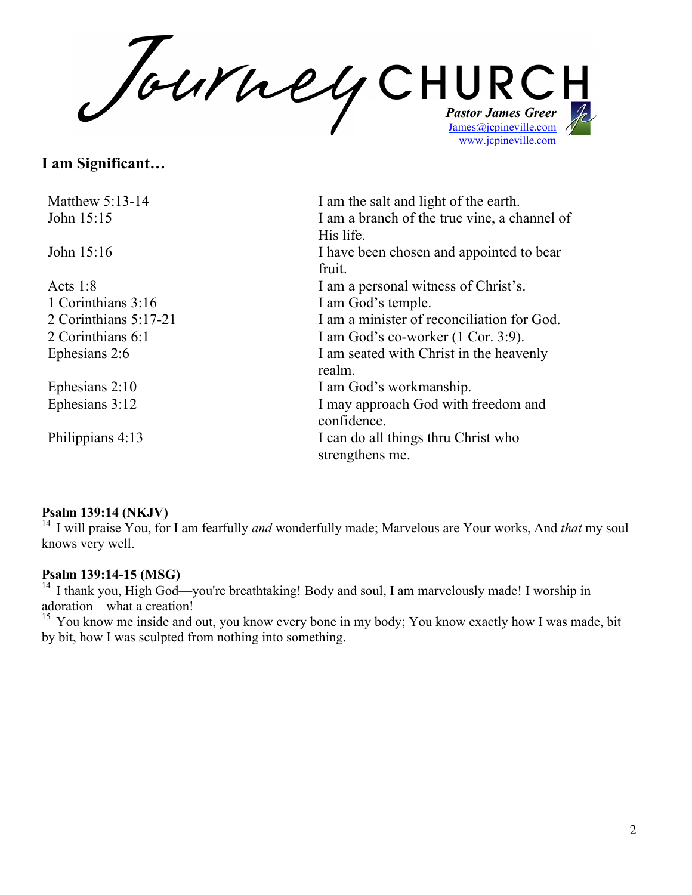# Journey CHURCH

**_Pastor James Greer_**
James@jcpineville.com
www.jcpineville.com

## I am Significant…

| | |
|---|---|
| Matthew 5:13-14 | I am the salt and light of the earth. |
| John 15:15 | I am a branch of the true vine, a channel of His life. |
| John 15:16 | I have been chosen and appointed to bear fruit. |
| Acts 1:8 | I am a personal witness of Christ's. |
| 1 Corinthians 3:16 | I am God's temple. |
| 2 Corinthians 5:17-21 | I am a minister of reconciliation for God. |
| 2 Corinthians 6:1 | I am God's co-worker (1 Cor. 3:9). |
| Ephesians 2:6 | I am seated with Christ in the heavenly realm. |
| Ephesians 2:10 | I am God's workmanship. |
| Ephesians 3:12 | I may approach God with freedom and confidence. |
| Philippians 4:13 | I can do all things thru Christ who strengthens me. |

**Psalm 139:14 (NKJV)**
[14] I will praise You, for I am fearfully *and* wonderfully made; Marvelous are Your works, And *that* my soul knows very well.

**Psalm 139:14-15 (MSG)**
[14] I thank you, High God—you're breathtaking! Body and soul, I am marvelously made! I worship in adoration—what a creation!
[15] You know me inside and out, you know every bone in my body; You know exactly how I was made, bit by bit, how I was sculpted from nothing into something.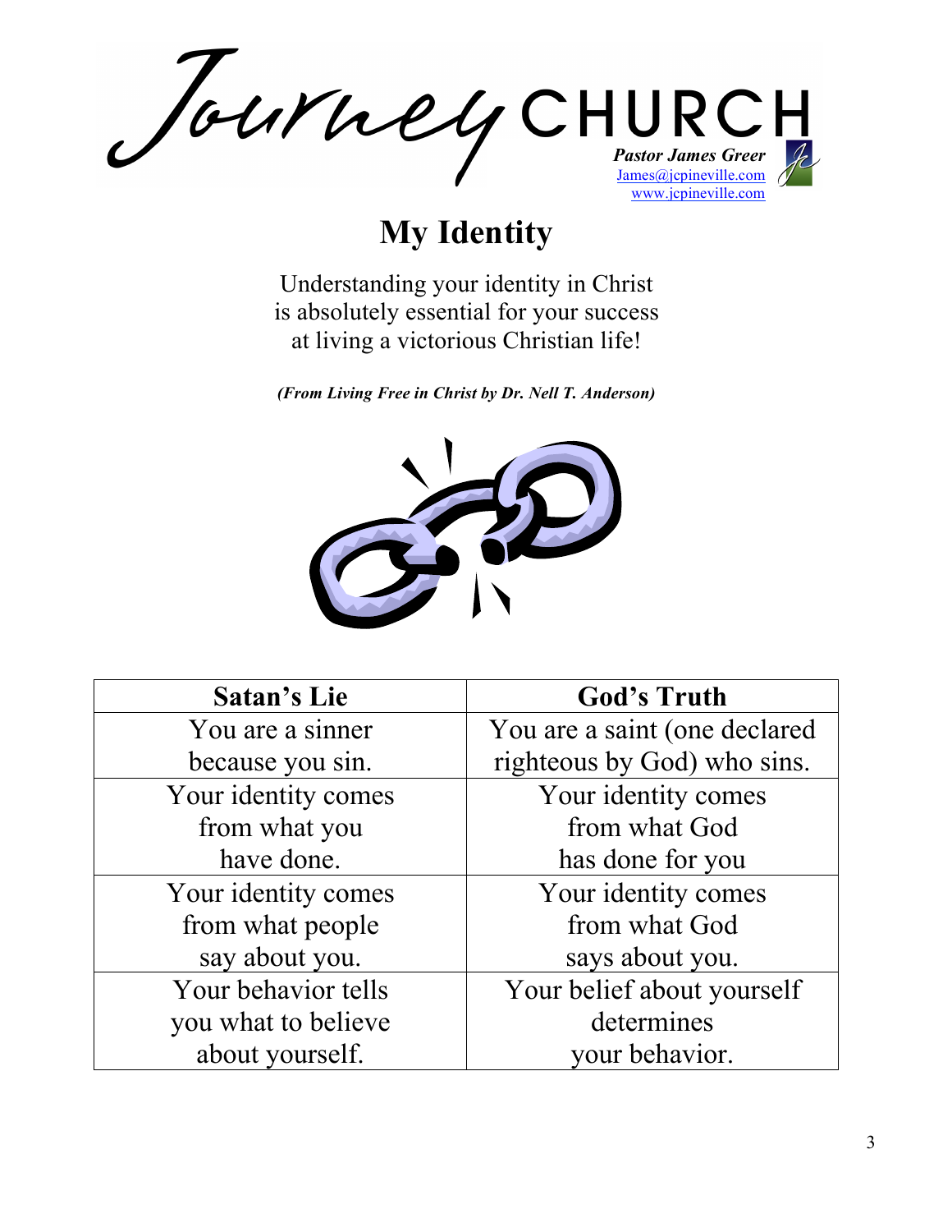Journey CHURCH

***Pastor James Greer***
James@jcpineville.com
www.jcpineville.com

# My Identity

Understanding your identity in Christ
is absolutely essential for your success
at living a victorious Christian life!

***(From Living Free in Christ by Dr. Nell T. Anderson)***

| Satan's Lie | God's Truth |
|---|---|
| You are a sinner because you sin. | You are a saint (one declared righteous by God) who sins. |
| Your identity comes from what you have done. | Your identity comes from what God has done for you |
| Your identity comes from what people say about you. | Your identity comes from what God says about you. |
| Your behavior tells you what to believe about yourself. | Your belief about yourself determines your behavior. |